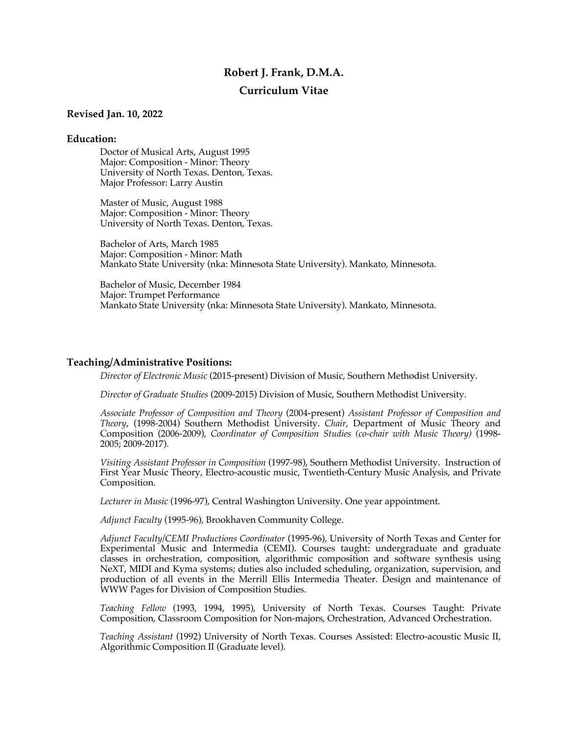# Robert J. Frank, D.M.A.

## Curriculum Vitae

**Revised Jan. 10, 2022**

**Education:**

Doctor of Musical Arts, August 1995
Major: Composition - Minor: Theory
University of North Texas. Denton, Texas.
Major Professor: Larry Austin

Master of Music, August 1988
Major: Composition - Minor: Theory
University of North Texas. Denton, Texas.

Bachelor of Arts, March 1985
Major: Composition - Minor: Math
Mankato State University (nka: Minnesota State University). Mankato, Minnesota.

Bachelor of Music, December 1984
Major: Trumpet Performance
Mankato State University (nka: Minnesota State University). Mankato, Minnesota.

**Teaching/Administrative Positions:**

*Director of Electronic Music* (2015-present) Division of Music, Southern Methodist University.

*Director of Graduate Studies* (2009-2015) Division of Music, Southern Methodist University.

*Associate Professor of Composition and Theory* (2004-present) *Assistant Professor of Composition and Theory*, (1998-2004) Southern Methodist University. *Chair*, Department of Music Theory and Composition (2006-2009), *Coordinator of Composition Studies (co-chair with Music Theory)* (1998-2005; 2009-2017).

*Visiting Assistant Professor in Composition* (1997-98), Southern Methodist University. Instruction of First Year Music Theory, Electro-acoustic music, Twentieth-Century Music Analysis, and Private Composition.

*Lecturer in Music* (1996-97), Central Washington University. One year appointment.

*Adjunct Faculty* (1995-96), Brookhaven Community College.

*Adjunct Faculty/CEMI Productions Coordinator* (1995-96), University of North Texas and Center for Experimental Music and Intermedia (CEMI). Courses taught: undergraduate and graduate classes in orchestration, composition, algorithmic composition and software synthesis using NeXT, MIDI and Kyma systems; duties also included scheduling, organization, supervision, and production of all events in the Merrill Ellis Intermedia Theater. Design and maintenance of WWW Pages for Division of Composition Studies.

*Teaching Fellow* (1993, 1994, 1995), University of North Texas. Courses Taught: Private Composition, Classroom Composition for Non-majors, Orchestration, Advanced Orchestration.

*Teaching Assistant* (1992) University of North Texas. Courses Assisted: Electro-acoustic Music II, Algorithmic Composition II (Graduate level).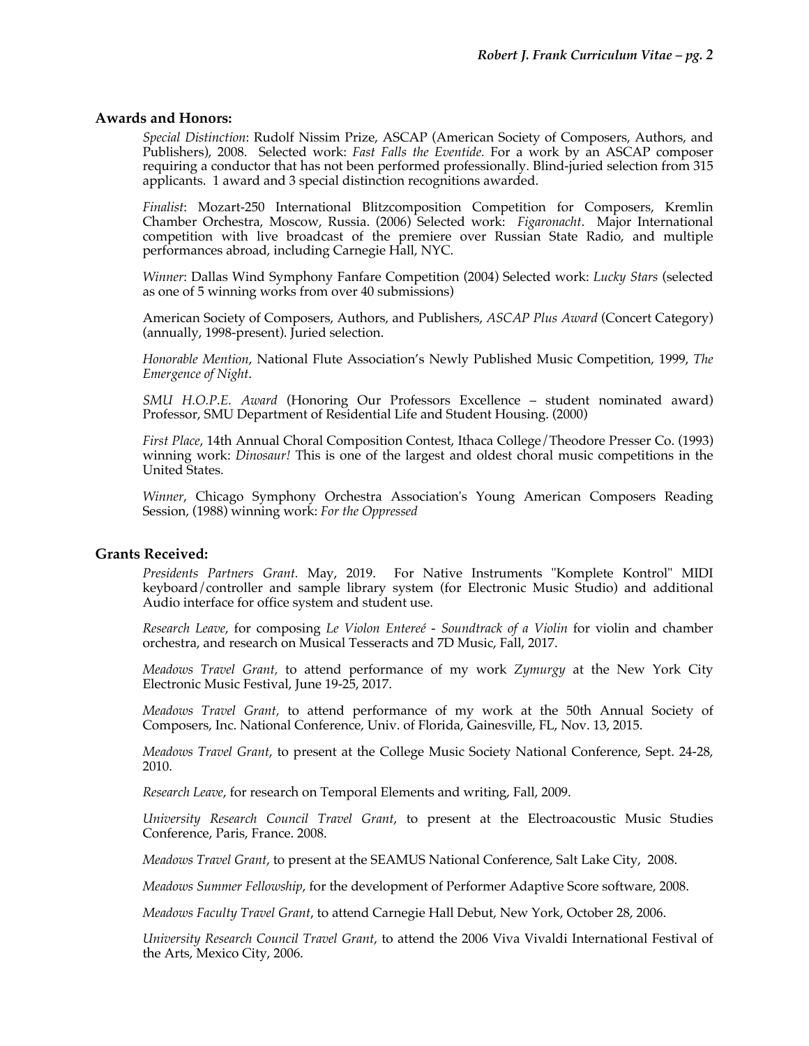## Awards and Honors:

*Special Distinction*: Rudolf Nissim Prize, ASCAP (American Society of Composers, Authors, and Publishers), 2008. Selected work: *Fast Falls the Eventide.* For a work by an ASCAP composer requiring a conductor that has not been performed professionally. Blind-juried selection from 315 applicants. 1 award and 3 special distinction recognitions awarded.

*Finalist*: Mozart-250 International Blitzcomposition Competition for Composers, Kremlin Chamber Orchestra, Moscow, Russia. (2006) Selected work: *Figaronacht*. Major International competition with live broadcast of the premiere over Russian State Radio, and multiple performances abroad, including Carnegie Hall, NYC.

*Winner*: Dallas Wind Symphony Fanfare Competition (2004) Selected work: *Lucky Stars* (selected as one of 5 winning works from over 40 submissions)

American Society of Composers, Authors, and Publishers, *ASCAP Plus Award* (Concert Category) (annually, 1998-present). Juried selection.

*Honorable Mention*, National Flute Association's Newly Published Music Competition, 1999, *The Emergence of Night*.

*SMU H.O.P.E. Award* (Honoring Our Professors Excellence – student nominated award) Professor, SMU Department of Residential Life and Student Housing. (2000)

*First Place*, 14th Annual Choral Composition Contest, Ithaca College/Theodore Presser Co. (1993) winning work: *Dinosaur!* This is one of the largest and oldest choral music competitions in the United States.

*Winner*, Chicago Symphony Orchestra Association's Young American Composers Reading Session, (1988) winning work: *For the Oppressed*

## Grants Received:

*Presidents Partners Grant.* May, 2019. For Native Instruments "Komplete Kontrol" MIDI keyboard/controller and sample library system (for Electronic Music Studio) and additional Audio interface for office system and student use.

*Research Leave*, for composing *Le Violon Entereé - Soundtrack of a Violin* for violin and chamber orchestra, and research on Musical Tesseracts and 7D Music, Fall, 2017.

*Meadows Travel Grant*, to attend performance of my work *Zymurgy* at the New York City Electronic Music Festival, June 19-25, 2017.

*Meadows Travel Grant*, to attend performance of my work at the 50th Annual Society of Composers, Inc. National Conference, Univ. of Florida, Gainesville, FL, Nov. 13, 2015.

*Meadows Travel Grant*, to present at the College Music Society National Conference, Sept. 24-28, 2010.

*Research Leave*, for research on Temporal Elements and writing, Fall, 2009.

*University Research Council Travel Grant*, to present at the Electroacoustic Music Studies Conference, Paris, France. 2008.

*Meadows Travel Grant*, to present at the SEAMUS National Conference, Salt Lake City, 2008.

*Meadows Summer Fellowship*, for the development of Performer Adaptive Score software, 2008.

*Meadows Faculty Travel Grant*, to attend Carnegie Hall Debut, New York, October 28, 2006.

*University Research Council Travel Grant*, to attend the 2006 Viva Vivaldi International Festival of the Arts, Mexico City, 2006.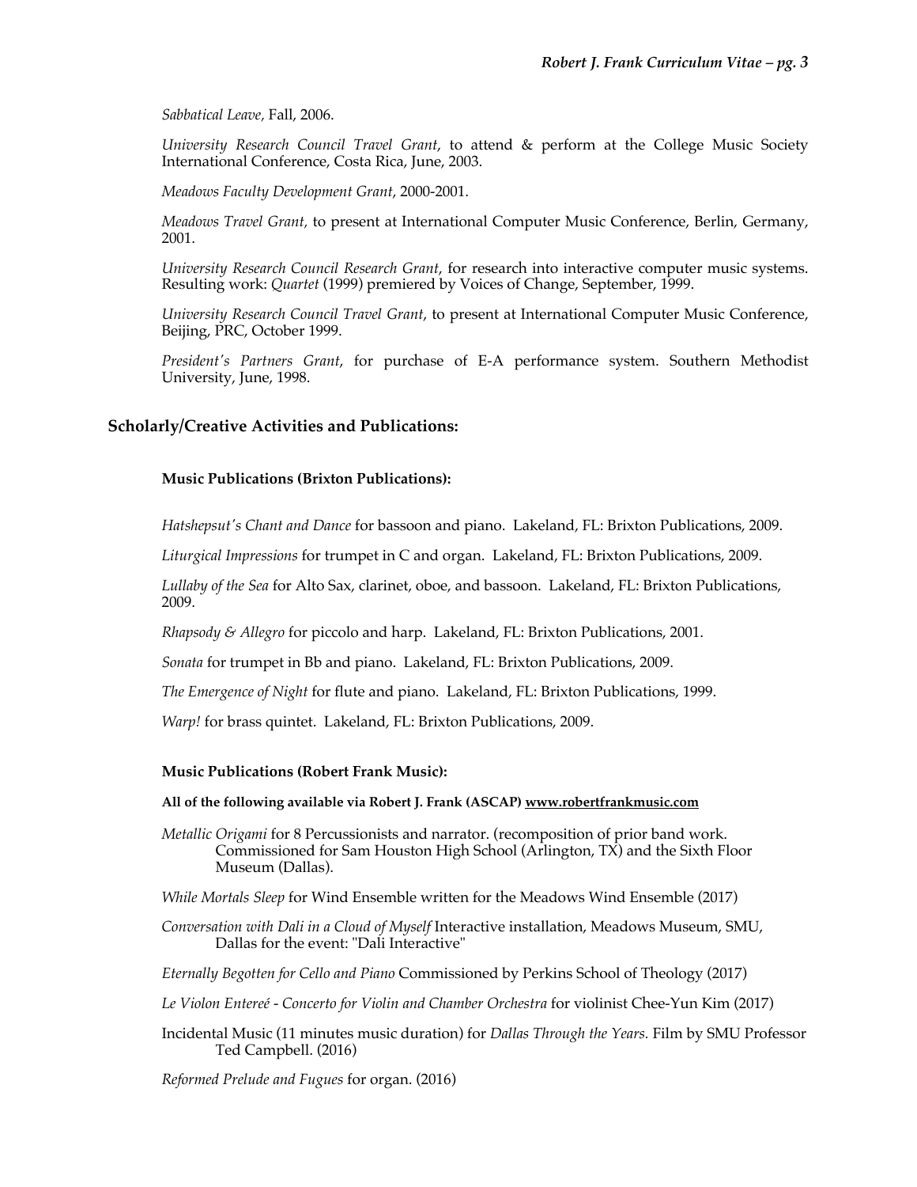*Sabbatical Leave,* Fall, 2006.

*University Research Council Travel Grant*, to attend & perform at the College Music Society International Conference, Costa Rica, June, 2003.

*Meadows Faculty Development Grant*, 2000-2001.

*Meadows Travel Grant,* to present at International Computer Music Conference, Berlin, Germany, 2001.

*University Research Council Research Grant*, for research into interactive computer music systems. Resulting work: *Quartet* (1999) premiered by Voices of Change, September, 1999.

*University Research Council Travel Grant*, to present at International Computer Music Conference, Beijing, PRC, October 1999.

*President's Partners Grant*, for purchase of E-A performance system. Southern Methodist University, June, 1998.

## Scholarly/Creative Activities and Publications:

### Music Publications (Brixton Publications):

*Hatshepsut's Chant and Dance* for bassoon and piano. Lakeland, FL: Brixton Publications, 2009.

*Liturgical Impressions* for trumpet in C and organ. Lakeland, FL: Brixton Publications, 2009.

*Lullaby of the Sea* for Alto Sax, clarinet, oboe, and bassoon. Lakeland, FL: Brixton Publications, 2009.

*Rhapsody & Allegro* for piccolo and harp. Lakeland, FL: Brixton Publications, 2001.

*Sonata* for trumpet in Bb and piano. Lakeland, FL: Brixton Publications, 2009.

*The Emergence of Night* for flute and piano. Lakeland, FL: Brixton Publications, 1999.

*Warp!* for brass quintet. Lakeland, FL: Brixton Publications, 2009.

### Music Publications (Robert Frank Music):

**All of the following available via Robert J. Frank (ASCAP) www.robertfrankmusic.com**

*Metallic Origami* for 8 Percussionists and narrator. (recomposition of prior band work. Commissioned for Sam Houston High School (Arlington, TX) and the Sixth Floor Museum (Dallas).

*While Mortals Sleep* for Wind Ensemble written for the Meadows Wind Ensemble (2017)

*Conversation with Dali in a Cloud of Myself* Interactive installation, Meadows Museum, SMU, Dallas for the event: "Dali Interactive"

*Eternally Begotten for Cello and Piano* Commissioned by Perkins School of Theology (2017)

*Le Violon Entereé - Concerto for Violin and Chamber Orchestra* for violinist Chee-Yun Kim (2017)

Incidental Music (11 minutes music duration) for *Dallas Through the Years.* Film by SMU Professor Ted Campbell. (2016)

*Reformed Prelude and Fugues* for organ. (2016)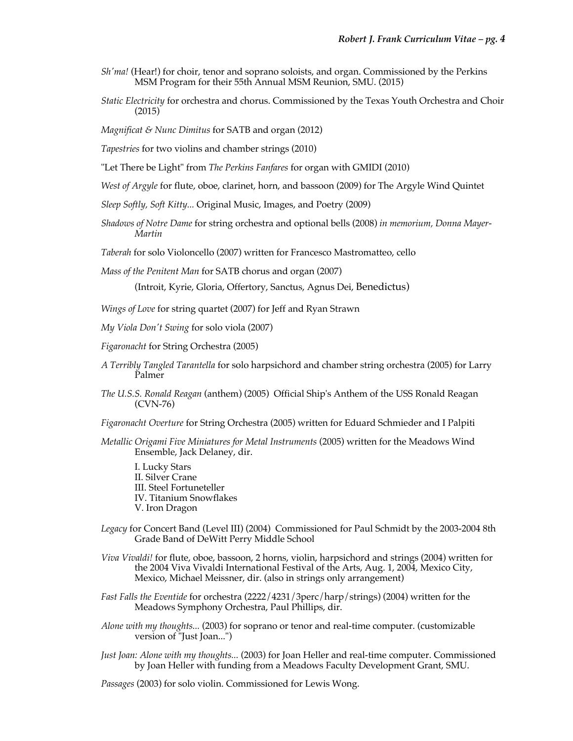*Sh'ma!* (Hear!) for choir, tenor and soprano soloists, and organ. Commissioned by the Perkins MSM Program for their 55th Annual MSM Reunion, SMU. (2015)

*Static Electricity* for orchestra and chorus. Commissioned by the Texas Youth Orchestra and Choir (2015)

*Magnificat & Nunc Dimitus* for SATB and organ (2012)

*Tapestries* for two violins and chamber strings (2010)

"Let There be Light" from *The Perkins Fanfares* for organ with GMIDI (2010)

*West of Argyle* for flute, oboe, clarinet, horn, and bassoon (2009) for The Argyle Wind Quintet

*Sleep Softly, Soft Kitty...* Original Music, Images, and Poetry (2009)

*Shadows of Notre Dame* for string orchestra and optional bells (2008) *in memorium, Donna Mayer-Martin*

*Taberah* for solo Violoncello (2007) written for Francesco Mastromatteo, cello

*Mass of the Penitent Man* for SATB chorus and organ (2007)

(Introit, Kyrie, Gloria, Offertory, Sanctus, Agnus Dei, Benedictus)

*Wings of Love* for string quartet (2007) for Jeff and Ryan Strawn

*My Viola Don't Swing* for solo viola (2007)

*Figaronacht* for String Orchestra (2005)

*A Terribly Tangled Tarantella* for solo harpsichord and chamber string orchestra (2005) for Larry Palmer

*The U.S.S. Ronald Reagan* (anthem) (2005) Official Ship's Anthem of the USS Ronald Reagan (CVN-76)

*Figaronacht Overture* for String Orchestra (2005) written for Eduard Schmieder and I Palpiti

*Metallic Origami Five Miniatures for Metal Instruments* (2005) written for the Meadows Wind Ensemble, Jack Delaney, dir.

I. Lucky Stars
II. Silver Crane
III. Steel Fortuneteller
IV. Titanium Snowflakes
V. Iron Dragon

*Legacy* for Concert Band (Level III) (2004) Commissioned for Paul Schmidt by the 2003-2004 8th Grade Band of DeWitt Perry Middle School

*Viva Vivaldi!* for flute, oboe, bassoon, 2 horns, violin, harpsichord and strings (2004) written for the 2004 Viva Vivaldi International Festival of the Arts, Aug. 1, 2004, Mexico City, Mexico, Michael Meissner, dir. (also in strings only arrangement)

*Fast Falls the Eventide* for orchestra (2222/4231/3perc/harp/strings) (2004) written for the Meadows Symphony Orchestra, Paul Phillips, dir.

*Alone with my thoughts...* (2003) for soprano or tenor and real-time computer. (customizable version of "Just Joan...")

*Just Joan: Alone with my thoughts...* (2003) for Joan Heller and real-time computer. Commissioned by Joan Heller with funding from a Meadows Faculty Development Grant, SMU.

*Passages* (2003) for solo violin. Commissioned for Lewis Wong.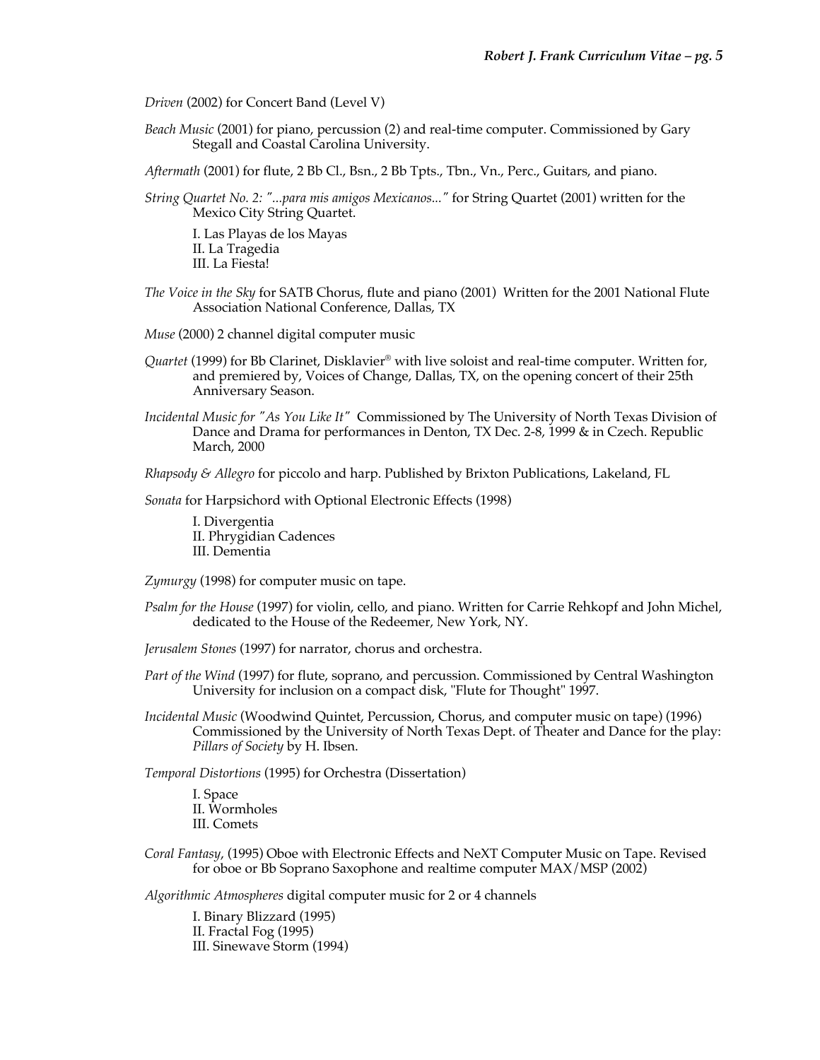*Driven* (2002) for Concert Band (Level V)

*Beach Music* (2001) for piano, percussion (2) and real-time computer. Commissioned by Gary Stegall and Coastal Carolina University.

*Aftermath* (2001) for flute, 2 Bb Cl., Bsn., 2 Bb Tpts., Tbn., Vn., Perc., Guitars, and piano.

*String Quartet No. 2: "...para mis amigos Mexicanos..."* for String Quartet (2001) written for the Mexico City String Quartet.

I. Las Playas de los Mayas
II. La Tragedia
III. La Fiesta!

*The Voice in the Sky* for SATB Chorus, flute and piano (2001) Written for the 2001 National Flute Association National Conference, Dallas, TX

*Muse* (2000) 2 channel digital computer music

*Quartet* (1999) for Bb Clarinet, Disklavier® with live soloist and real-time computer. Written for, and premiered by, Voices of Change, Dallas, TX, on the opening concert of their 25th Anniversary Season.

*Incidental Music for "As You Like It"* Commissioned by The University of North Texas Division of Dance and Drama for performances in Denton, TX Dec. 2-8, 1999 & in Czech. Republic March, 2000

*Rhapsody & Allegro* for piccolo and harp. Published by Brixton Publications, Lakeland, FL

*Sonata* for Harpsichord with Optional Electronic Effects (1998)

I. Divergentia
II. Phrygidian Cadences
III. Dementia

*Zymurgy* (1998) for computer music on tape.

*Psalm for the House* (1997) for violin, cello, and piano. Written for Carrie Rehkopf and John Michel, dedicated to the House of the Redeemer, New York, NY.

*Jerusalem Stones* (1997) for narrator, chorus and orchestra.

*Part of the Wind* (1997) for flute, soprano, and percussion. Commissioned by Central Washington University for inclusion on a compact disk, "Flute for Thought" 1997.

*Incidental Music* (Woodwind Quintet, Percussion, Chorus, and computer music on tape) (1996) Commissioned by the University of North Texas Dept. of Theater and Dance for the play: *Pillars of Society* by H. Ibsen.

*Temporal Distortions* (1995) for Orchestra (Dissertation)

I. Space
II. Wormholes
III. Comets

*Coral Fantasy*, (1995) Oboe with Electronic Effects and NeXT Computer Music on Tape. Revised for oboe or Bb Soprano Saxophone and realtime computer MAX/MSP (2002)

*Algorithmic Atmospheres* digital computer music for 2 or 4 channels

I. Binary Blizzard (1995)
II. Fractal Fog (1995)
III. Sinewave Storm (1994)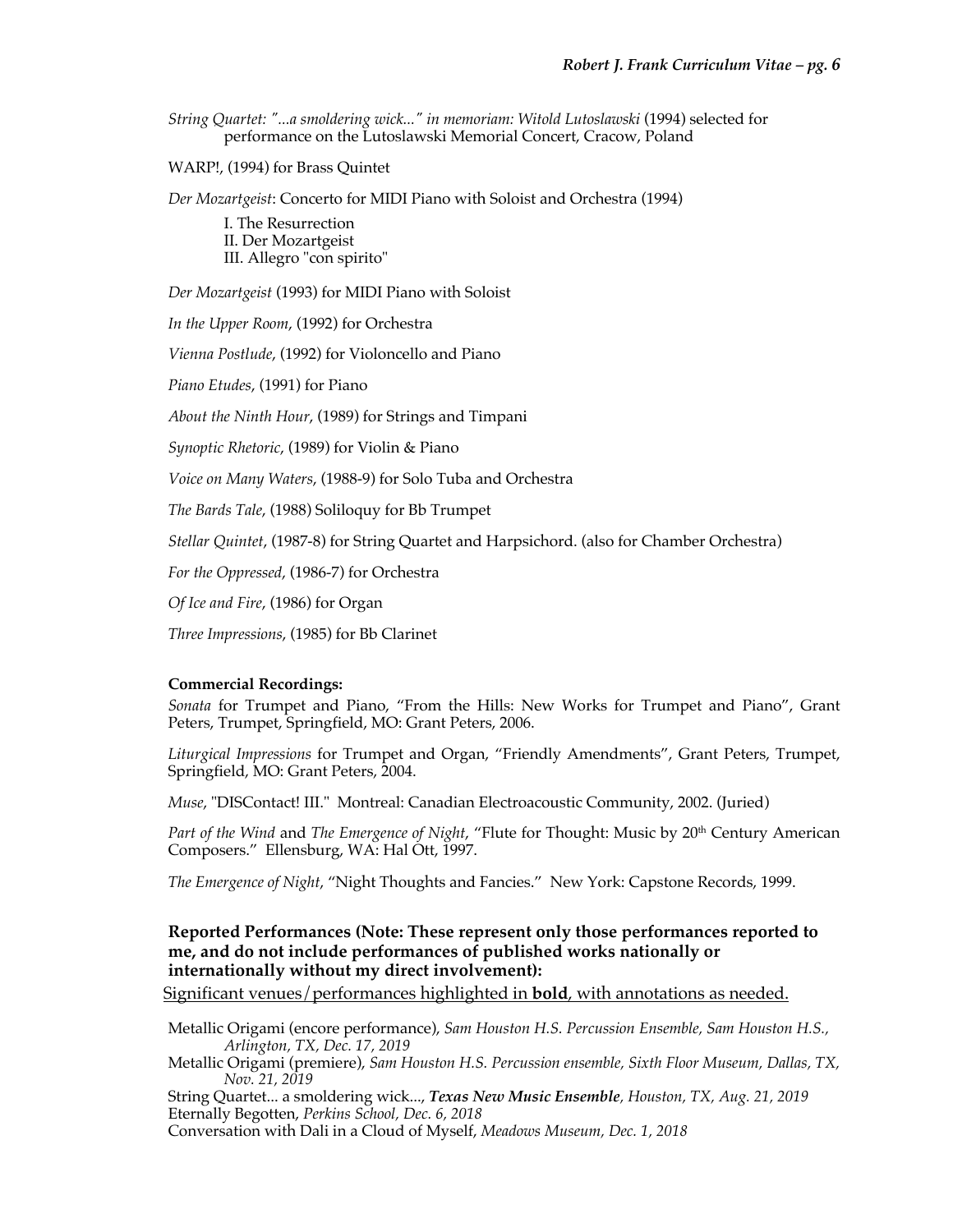*String Quartet: "...a smoldering wick..." in memoriam: Witold Lutoslawski* (1994) selected for performance on the Lutoslawski Memorial Concert, Cracow, Poland

WARP!, (1994) for Brass Quintet

*Der Mozartgeist*: Concerto for MIDI Piano with Soloist and Orchestra (1994)

I. The Resurrection
II. Der Mozartgeist
III. Allegro "con spirito"

*Der Mozartgeist* (1993) for MIDI Piano with Soloist

*In the Upper Room*, (1992) for Orchestra

*Vienna Postlude*, (1992) for Violoncello and Piano

*Piano Etudes*, (1991) for Piano

*About the Ninth Hour*, (1989) for Strings and Timpani

*Synoptic Rhetoric*, (1989) for Violin & Piano

*Voice on Many Waters*, (1988-9) for Solo Tuba and Orchestra

*The Bards Tale*, (1988) Soliloquy for Bb Trumpet

*Stellar Quintet*, (1987-8) for String Quartet and Harpsichord. (also for Chamber Orchestra)

*For the Oppressed*, (1986-7) for Orchestra

*Of Ice and Fire*, (1986) for Organ

*Three Impressions*, (1985) for Bb Clarinet

**Commercial Recordings:**

*Sonata* for Trumpet and Piano, "From the Hills: New Works for Trumpet and Piano", Grant Peters, Trumpet, Springfield, MO: Grant Peters, 2006.

*Liturgical Impressions* for Trumpet and Organ, "Friendly Amendments", Grant Peters, Trumpet, Springfield, MO: Grant Peters, 2004.

*Muse*, "DISContact! III." Montreal: Canadian Electroacoustic Community, 2002. (Juried)

*Part of the Wind* and *The Emergence of Night*, "Flute for Thought: Music by 20th Century American Composers." Ellensburg, WA: Hal Ott, 1997.

*The Emergence of Night*, "Night Thoughts and Fancies." New York: Capstone Records, 1999.

**Reported Performances (Note: These represent only those performances reported to me, and do not include performances of published works nationally or internationally without my direct involvement):**

Significant venues/performances highlighted in **bold**, with annotations as needed.

Metallic Origami (encore performance), *Sam Houston H.S. Percussion Ensemble, Sam Houston H.S., Arlington, TX, Dec. 17, 2019*
Metallic Origami (premiere), *Sam Houston H.S. Percussion ensemble, Sixth Floor Museum, Dallas, TX, Nov. 21, 2019*
String Quartet... a smoldering wick..., ***Texas New Music Ensemble***, *Houston, TX, Aug. 21, 2019*
Eternally Begotten, *Perkins School, Dec. 6, 2018*
Conversation with Dali in a Cloud of Myself, *Meadows Museum, Dec. 1, 2018*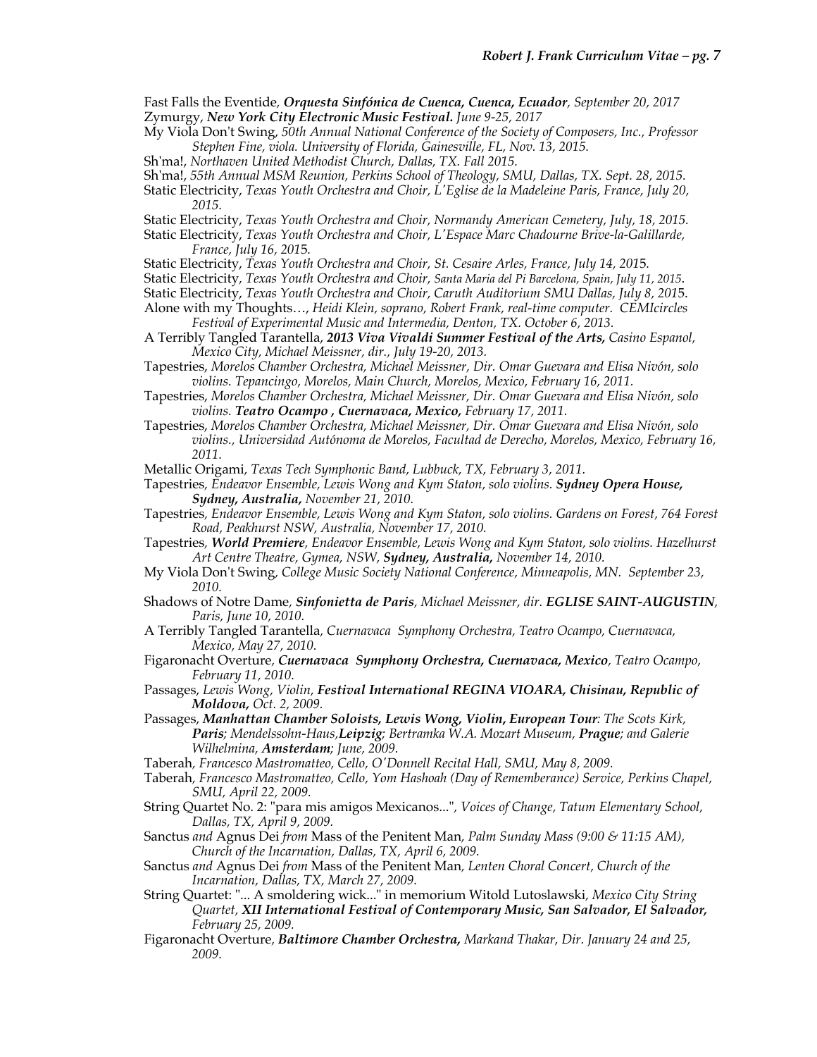Fast Falls the Eventide, ***Orquesta Sinfónica de Cuenca, Cuenca, Ecuador***, *September 20, 2017*
Zymurgy, ***New York City Electronic Music Festival.*** *June 9-25, 2017*
My Viola Don't Swing, *50th Annual National Conference of the Society of Composers, Inc., Professor Stephen Fine, viola. University of Florida, Gainesville, FL, Nov. 13, 2015.*
Sh'ma!, *Northaven United Methodist Church, Dallas, TX. Fall 2015.*
Sh'ma!, *55th Annual MSM Reunion, Perkins School of Theology, SMU, Dallas, TX. Sept. 28, 2015.*
Static Electricity, *Texas Youth Orchestra and Choir, L'Eglise de la Madeleine Paris, France, July 20, 2015.*
Static Electricity, *Texas Youth Orchestra and Choir, Normandy American Cemetery, July, 18, 2015.*
Static Electricity, *Texas Youth Orchestra and Choir, L'Espace Marc Chadourne Brive-la-Galillarde, France, July 16, 2015.*
Static Electricity, *Texas Youth Orchestra and Choir, St. Cesaire Arles, France, July 14, 2015.*
Static Electricity, *Texas Youth Orchestra and Choir, Santa Maria del Pi Barcelona, Spain, July 11, 2015.*
Static Electricity, *Texas Youth Orchestra and Choir, Caruth Auditorium SMU Dallas, July 8, 2015.*
Alone with my Thoughts…, *Heidi Klein, soprano, Robert Frank, real-time computer. CEMIcircles Festival of Experimental Music and Intermedia, Denton, TX. October 6, 2013.*
A Terribly Tangled Tarantella, ***2013 Viva Vivaldi Summer Festival of the Arts,*** *Casino Espanol, Mexico City, Michael Meissner, dir., July 19-20, 2013.*
Tapestries, *Morelos Chamber Orchestra, Michael Meissner, Dir. Omar Guevara and Elisa Nivón, solo violins. Tepancingo, Morelos, Main Church, Morelos, Mexico, February 16, 2011.*
Tapestries, *Morelos Chamber Orchestra, Michael Meissner, Dir. Omar Guevara and Elisa Nivón, solo violins.* ***Teatro Ocampo , Cuernavaca, Mexico,*** *February 17, 2011.*
Tapestries, *Morelos Chamber Orchestra, Michael Meissner, Dir. Omar Guevara and Elisa Nivón, solo violins., Universidad Autónoma de Morelos, Facultad de Derecho, Morelos, Mexico, February 16, 2011.*
Metallic Origami, *Texas Tech Symphonic Band, Lubbuck, TX, February 3, 2011.*
Tapestries, *Endeavor Ensemble, Lewis Wong and Kym Staton, solo violins.* ***Sydney Opera House, Sydney, Australia,*** *November 21, 2010.*
Tapestries, *Endeavor Ensemble, Lewis Wong and Kym Staton, solo violins. Gardens on Forest, 764 Forest Road, Peakhurst NSW, Australia, November 17, 2010.*
Tapestries, ***World Premiere****, Endeavor Ensemble, Lewis Wong and Kym Staton, solo violins. Hazelhurst Art Centre Theatre, Gymea, NSW,* ***Sydney, Australia,*** *November 14, 2010.*
My Viola Don't Swing, *College Music Society National Conference, Minneapolis, MN. September 23, 2010.*
Shadows of Notre Dame, ***Sinfonietta de Paris****, Michael Meissner, dir.* ***EGLISE SAINT-AUGUSTIN****, Paris, June 10, 2010.*
A Terribly Tangled Tarantella, *Cuernavaca Symphony Orchestra, Teatro Ocampo, Cuernavaca, Mexico, May 27, 2010.*
Figaronacht Overture, ***Cuernavaca Symphony Orchestra, Cuernavaca, Mexico****, Teatro Ocampo, February 11, 2010.*
Passages, *Lewis Wong, Violin,* ***Festival International REGINA VIOARA, Chisinau, Republic of Moldova,*** *Oct. 2, 2009.*
Passages, ***Manhattan Chamber Soloists, Lewis Wong, Violin, European Tour****: The Scots Kirk,* ***Paris****; Mendelssohn-Haus,****Leipzig;*** *Bertramka W.A. Mozart Museum,* ***Prague****; and Galerie Wilhelmina,* ***Amsterdam****; June, 2009.*
Taberah, *Francesco Mastromatteo, Cello, O'Donnell Recital Hall, SMU, May 8, 2009.*
Taberah, *Francesco Mastromatteo, Cello, Yom Hashoah (Day of Rememberance) Service, Perkins Chapel, SMU, April 22, 2009.*
String Quartet No. 2: "para mis amigos Mexicanos...", *Voices of Change, Tatum Elementary School, Dallas, TX, April 9, 2009.*
Sanctus *and* Agnus Dei *from* Mass of the Penitent Man, *Palm Sunday Mass (9:00 & 11:15 AM), Church of the Incarnation, Dallas, TX, April 6, 2009.*
Sanctus *and* Agnus Dei *from* Mass of the Penitent Man, *Lenten Choral Concert, Church of the Incarnation, Dallas, TX, March 27, 2009.*
String Quartet: "... A smoldering wick..." in memorium Witold Lutoslawski, *Mexico City String Quartet,* ***XII International Festival of Contemporary Music, San Salvador, El Salvador,*** *February 25, 2009.*
Figaronacht Overture, ***Baltimore Chamber Orchestra,*** *Markand Thakar, Dir. January 24 and 25, 2009.*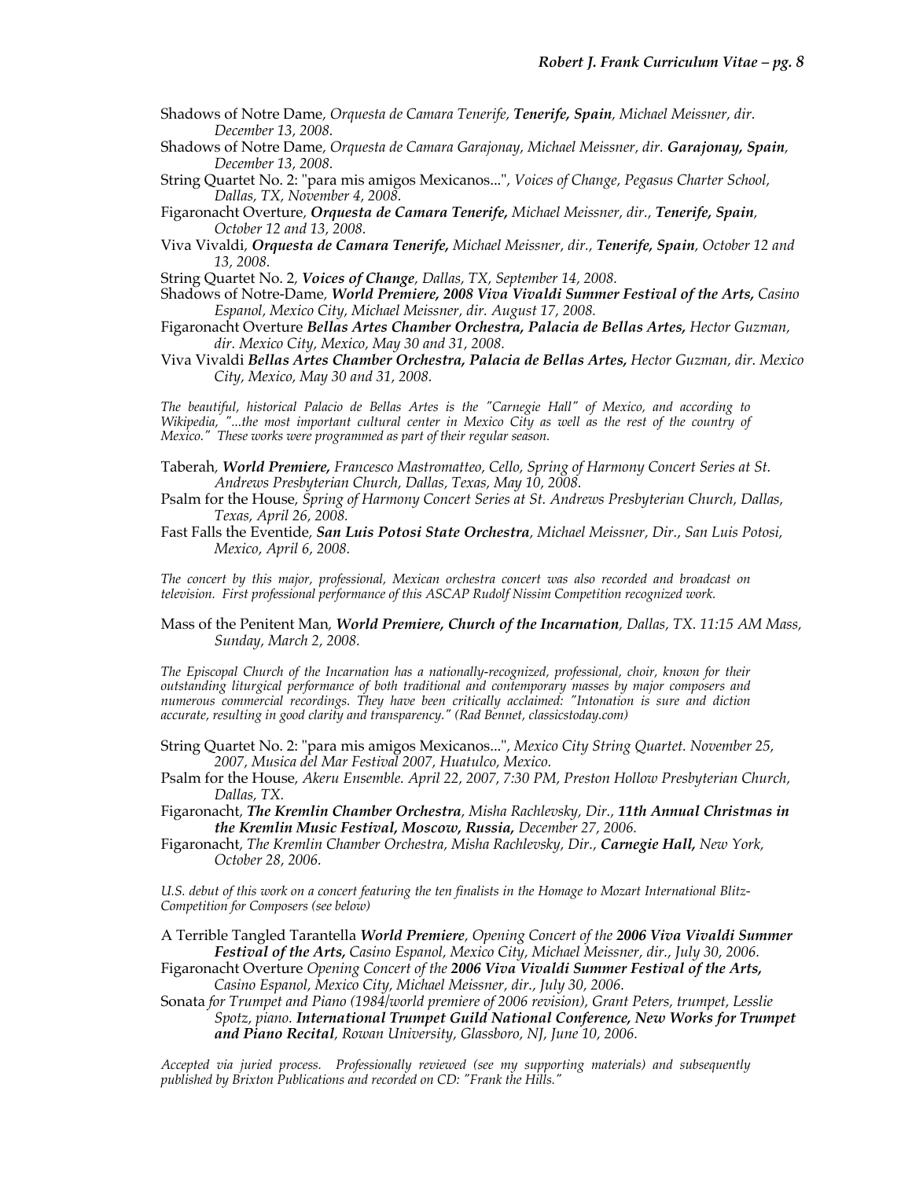Shadows of Notre Dame, *Orquesta de Camara Tenerife, **Tenerife, Spain**, Michael Meissner, dir. December 13, 2008.*

Shadows of Notre Dame, *Orquesta de Camara Garajonay, Michael Meissner, dir. **Garajonay, Spain**, December 13, 2008.*

String Quartet No. 2: "para mis amigos Mexicanos...", *Voices of Change, Pegasus Charter School, Dallas, TX, November 4, 2008.*

Figaronacht Overture, ***Orquesta de Camara Tenerife,*** *Michael Meissner, dir., **Tenerife, Spain**, October 12 and 13, 2008.*

Viva Vivaldi, ***Orquesta de Camara Tenerife,*** *Michael Meissner, dir., **Tenerife, Spain**, October 12 and 13, 2008.*

String Quartet No. 2, ***Voices of Change***, *Dallas, TX, September 14, 2008.*

Shadows of Notre-Dame, ***World Premiere, 2008 Viva Vivaldi Summer Festival of the Arts,*** *Casino Espanol, Mexico City, Michael Meissner, dir. August 17, 2008.*

Figaronacht Overture ***Bellas Artes Chamber Orchestra, Palacia de Bellas Artes,*** *Hector Guzman, dir. Mexico City, Mexico, May 30 and 31, 2008.*

Viva Vivaldi ***Bellas Artes Chamber Orchestra, Palacia de Bellas Artes,*** *Hector Guzman, dir. Mexico City, Mexico, May 30 and 31, 2008.*

*The beautiful, historical Palacio de Bellas Artes is the "Carnegie Hall" of Mexico, and according to Wikipedia, "...the most important cultural center in Mexico City as well as the rest of the country of Mexico." These works were programmed as part of their regular season.*

Taberah, ***World Premiere,*** *Francesco Mastromatteo, Cello, Spring of Harmony Concert Series at St. Andrews Presbyterian Church, Dallas, Texas, May 10, 2008.*

Psalm for the House, *Spring of Harmony Concert Series at St. Andrews Presbyterian Church, Dallas, Texas, April 26, 2008.*

Fast Falls the Eventide, ***San Luis Potosi State Orchestra***, *Michael Meissner, Dir., San Luis Potosi, Mexico, April 6, 2008.*

*The concert by this major, professional, Mexican orchestra concert was also recorded and broadcast on television. First professional performance of this ASCAP Rudolf Nissim Competition recognized work.*

Mass of the Penitent Man, ***World Premiere, Church of the Incarnation***, *Dallas, TX. 11:15 AM Mass, Sunday, March 2, 2008.*

*The Episcopal Church of the Incarnation has a nationally-recognized, professional, choir, known for their outstanding liturgical performance of both traditional and contemporary masses by major composers and numerous commercial recordings. They have been critically acclaimed: "Intonation is sure and diction accurate, resulting in good clarity and transparency." (Rad Bennet, classicstoday.com)*

String Quartet No. 2: "para mis amigos Mexicanos...", *Mexico City String Quartet. November 25, 2007, Musica del Mar Festival 2007, Huatulco, Mexico.*

Psalm for the House, *Akeru Ensemble. April 22, 2007, 7:30 PM, Preston Hollow Presbyterian Church, Dallas, TX.*

Figaronacht, ***The Kremlin Chamber Orchestra***, *Misha Rachlevsky, Dir.,* ***11th Annual Christmas in the Kremlin Music Festival, Moscow, Russia,*** *December 27, 2006.*

Figaronacht, *The Kremlin Chamber Orchestra, Misha Rachlevsky, Dir.,* ***Carnegie Hall,*** *New York, October 28, 2006.*

*U.S. debut of this work on a concert featuring the ten finalists in the Homage to Mozart International Blitz-Competition for Composers (see below)*

A Terrible Tangled Tarantella ***World Premiere***, *Opening Concert of the* ***2006 Viva Vivaldi Summer Festival of the Arts,*** *Casino Espanol, Mexico City, Michael Meissner, dir., July 30, 2006.*

Figaronacht Overture *Opening Concert of the* ***2006 Viva Vivaldi Summer Festival of the Arts,*** *Casino Espanol, Mexico City, Michael Meissner, dir., July 30, 2006.*

Sonata *for Trumpet and Piano (1984/world premiere of 2006 revision), Grant Peters, trumpet, Lesslie Spotz, piano.* ***International Trumpet Guild National Conference, New Works for Trumpet and Piano Recital***, *Rowan University, Glassboro, NJ, June 10, 2006.*

*Accepted via juried process. Professionally reviewed (see my supporting materials) and subsequently published by Brixton Publications and recorded on CD: "Frank the Hills."*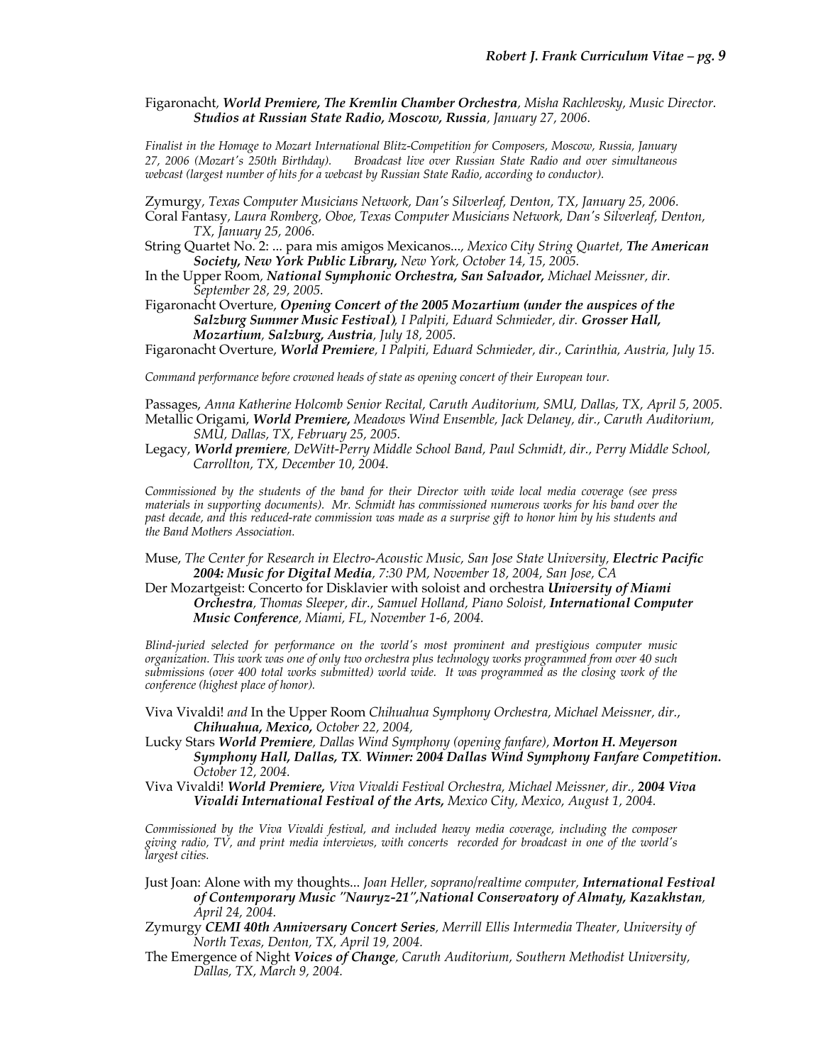Figaronacht, ***World Premiere, The Kremlin Chamber Orchestra***, *Misha Rachlevsky, Music Director.* ***Studios at Russian State Radio, Moscow, Russia***, *January 27, 2006.*

*Finalist in the Homage to Mozart International Blitz-Competition for Composers, Moscow, Russia, January 27, 2006 (Mozart's 250th Birthday). Broadcast live over Russian State Radio and over simultaneous webcast (largest number of hits for a webcast by Russian State Radio, according to conductor).*

Zymurgy, *Texas Computer Musicians Network, Dan's Silverleaf, Denton, TX, January 25, 2006.*

Coral Fantasy, *Laura Romberg, Oboe, Texas Computer Musicians Network, Dan's Silverleaf, Denton, TX, January 25, 2006.*

String Quartet No. 2: ... para mis amigos Mexicanos..., *Mexico City String Quartet,* ***The American Society, New York Public Library,*** *New York, October 14, 15, 2005.*

In the Upper Room, ***National Symphonic Orchestra, San Salvador,*** *Michael Meissner, dir. September 28, 29, 2005.*

Figaronacht Overture, ***Opening Concert of the 2005 Mozartium (under the auspices of the Salzburg Summer Music Festival)***, *I Palpiti, Eduard Schmieder, dir.* ***Grosser Hall, Mozartium***, ***Salzburg, Austria***, *July 18, 2005.*

Figaronacht Overture, ***World Premiere***, *I Palpiti, Eduard Schmieder, dir., Carinthia, Austria, July 15.*

*Command performance before crowned heads of state as opening concert of their European tour.*

Passages, *Anna Katherine Holcomb Senior Recital, Caruth Auditorium, SMU, Dallas, TX, April 5, 2005.*

Metallic Origami, ***World Premiere,*** *Meadows Wind Ensemble, Jack Delaney, dir., Caruth Auditorium, SMU, Dallas, TX, February 25, 2005.*

Legacy, ***World premiere***, *DeWitt-Perry Middle School Band, Paul Schmidt, dir., Perry Middle School, Carrollton, TX, December 10, 2004.*

*Commissioned by the students of the band for their Director with wide local media coverage (see press materials in supporting documents). Mr. Schmidt has commissioned numerous works for his band over the past decade, and this reduced-rate commission was made as a surprise gift to honor him by his students and the Band Mothers Association.*

Muse, *The Center for Research in Electro-Acoustic Music, San Jose State University,* ***Electric Pacific 2004: Music for Digital Media***, *7:30 PM, November 18, 2004, San Jose, CA*

Der Mozartgeist: Concerto for Disklavier with soloist and orchestra ***University of Miami Orchestra***, *Thomas Sleeper, dir., Samuel Holland, Piano Soloist,* ***International Computer Music Conference***, *Miami, FL, November 1-6, 2004.*

*Blind-juried selected for performance on the world's most prominent and prestigious computer music organization. This work was one of only two orchestra plus technology works programmed from over 40 such submissions (over 400 total works submitted) world wide. It was programmed as the closing work of the conference (highest place of honor).*

Viva Vivaldi! *and* In the Upper Room *Chihuahua Symphony Orchestra, Michael Meissner, dir.,* ***Chihuahua, Mexico,*** *October 22, 2004,*

Lucky Stars ***World Premiere***, *Dallas Wind Symphony (opening fanfare),* ***Morton H. Meyerson Symphony Hall, Dallas, TX. Winner: 2004 Dallas Wind Symphony Fanfare Competition.*** *October 12, 2004.*

Viva Vivaldi! ***World Premiere,*** *Viva Vivaldi Festival Orchestra, Michael Meissner, dir.,* ***2004 Viva Vivaldi International Festival of the Arts,*** *Mexico City, Mexico, August 1, 2004.*

*Commissioned by the Viva Vivaldi festival, and included heavy media coverage, including the composer giving radio, TV, and print media interviews, with concerts recorded for broadcast in one of the world's largest cities.*

Just Joan: Alone with my thoughts... *Joan Heller, soprano/realtime computer,* ***International Festival of Contemporary Music "Nauryz-21",National Conservatory of Almaty, Kazakhstan***, *April 24, 2004.*

Zymurgy ***CEMI 40th Anniversary Concert Series***, *Merrill Ellis Intermedia Theater, University of North Texas, Denton, TX, April 19, 2004.*

The Emergence of Night ***Voices of Change***, *Caruth Auditorium, Southern Methodist University, Dallas, TX, March 9, 2004.*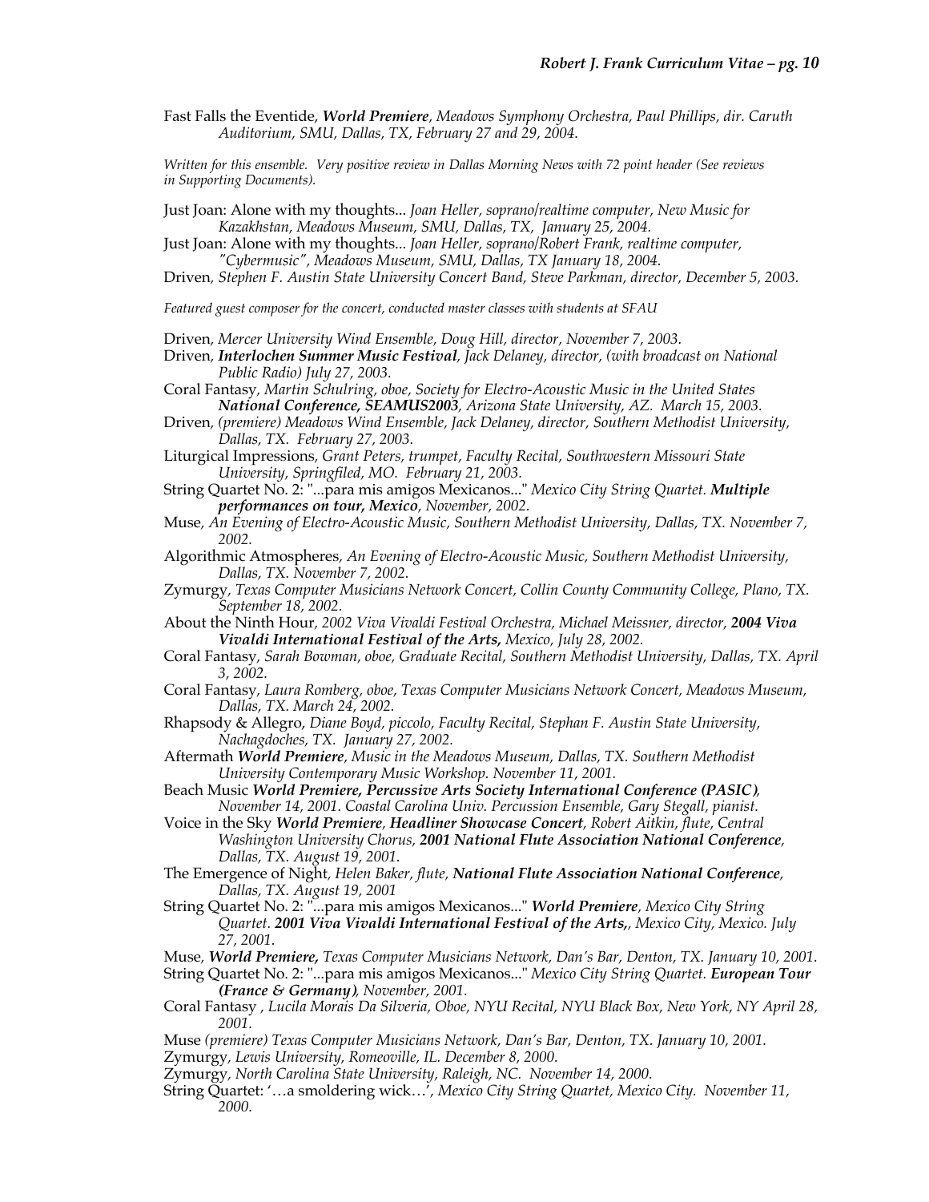Fast Falls the Eventide, ***World Premiere***, *Meadows Symphony Orchestra, Paul Phillips, dir. Caruth Auditorium, SMU, Dallas, TX, February 27 and 29, 2004.*

*Written for this ensemble. Very positive review in Dallas Morning News with 72 point header (See reviews in Supporting Documents).*

Just Joan: Alone with my thoughts... *Joan Heller, soprano/realtime computer, New Music for Kazakhstan, Meadows Museum, SMU, Dallas, TX, January 25, 2004.*

Just Joan: Alone with my thoughts... *Joan Heller, soprano/Robert Frank, realtime computer, "Cybermusic", Meadows Museum, SMU, Dallas, TX January 18, 2004.*

Driven, *Stephen F. Austin State University Concert Band, Steve Parkman, director, December 5, 2003.*

*Featured guest composer for the concert, conducted master classes with students at SFAU*

Driven, *Mercer University Wind Ensemble, Doug Hill, director, November 7, 2003.*

Driven, ***Interlochen Summer Music Festival***, *Jack Delaney, director, (with broadcast on National Public Radio) July 27, 2003.*

Coral Fantasy, *Martin Schulring, oboe, Society for Electro-Acoustic Music in the United States* ***National Conference, SEAMUS2003***, *Arizona State University, AZ. March 15, 2003.*

Driven, *(premiere) Meadows Wind Ensemble, Jack Delaney, director, Southern Methodist University, Dallas, TX. February 27, 2003.*

Liturgical Impressions, *Grant Peters, trumpet, Faculty Recital, Southwestern Missouri State University, Springfiled, MO. February 21, 2003.*

String Quartet No. 2: "...para mis amigos Mexicanos..." *Mexico City String Quartet.* ***Multiple performances on tour, Mexico***, *November, 2002.*

Muse, *An Evening of Electro-Acoustic Music, Southern Methodist University, Dallas, TX. November 7, 2002.*

Algorithmic Atmospheres, *An Evening of Electro-Acoustic Music, Southern Methodist University, Dallas, TX. November 7, 2002.*

Zymurgy, *Texas Computer Musicians Network Concert, Collin County Community College, Plano, TX. September 18, 2002.*

About the Ninth Hour, *2002 Viva Vivaldi Festival Orchestra, Michael Meissner, director,* ***2004 Viva Vivaldi International Festival of the Arts,*** *Mexico, July 28, 2002.*

Coral Fantasy, *Sarah Bowman, oboe, Graduate Recital, Southern Methodist University, Dallas, TX. April 3, 2002.*

Coral Fantasy, *Laura Romberg, oboe, Texas Computer Musicians Network Concert, Meadows Museum, Dallas, TX. March 24, 2002.*

Rhapsody & Allegro, *Diane Boyd, piccolo, Faculty Recital, Stephan F. Austin State University, Nachagdoches, TX. January 27, 2002.*

Aftermath ***World Premiere***, *Music in the Meadows Museum, Dallas, TX. Southern Methodist University Contemporary Music Workshop. November 11, 2001.*

Beach Music ***World Premiere, Percussive Arts Society International Conference (PASIC)***, *November 14, 2001. Coastal Carolina Univ. Percussion Ensemble, Gary Stegall, pianist.*

Voice in the Sky ***World Premiere***, ***Headliner Showcase Concert***, *Robert Aitkin, flute, Central Washington University Chorus,* ***2001 National Flute Association National Conference***, *Dallas, TX. August 19, 2001.*

The Emergence of Night, *Helen Baker, flute,* ***National Flute Association National Conference***, *Dallas, TX. August 19, 2001*

String Quartet No. 2: "...para mis amigos Mexicanos..." ***World Premiere***, *Mexico City String Quartet.* ***2001 Viva Vivaldi International Festival of the Arts,***, *Mexico City, Mexico. July 27, 2001.*

Muse, ***World Premiere,*** *Texas Computer Musicians Network, Dan's Bar, Denton, TX. January 10, 2001.*

String Quartet No. 2: "...para mis amigos Mexicanos..." *Mexico City String Quartet.* ***European Tour (France & Germany)***, *November, 2001.*

Coral Fantasy , *Lucila Morais Da Silveria, Oboe, NYU Recital, NYU Black Box, New York, NY April 28, 2001.*

Muse *(premiere) Texas Computer Musicians Network, Dan's Bar, Denton, TX. January 10, 2001.*

Zymurgy, *Lewis University, Romeoville, IL. December 8, 2000.*

Zymurgy, *North Carolina State University, Raleigh, NC. November 14, 2000.*

String Quartet: '…a smoldering wick…', *Mexico City String Quartet, Mexico City. November 11, 2000.*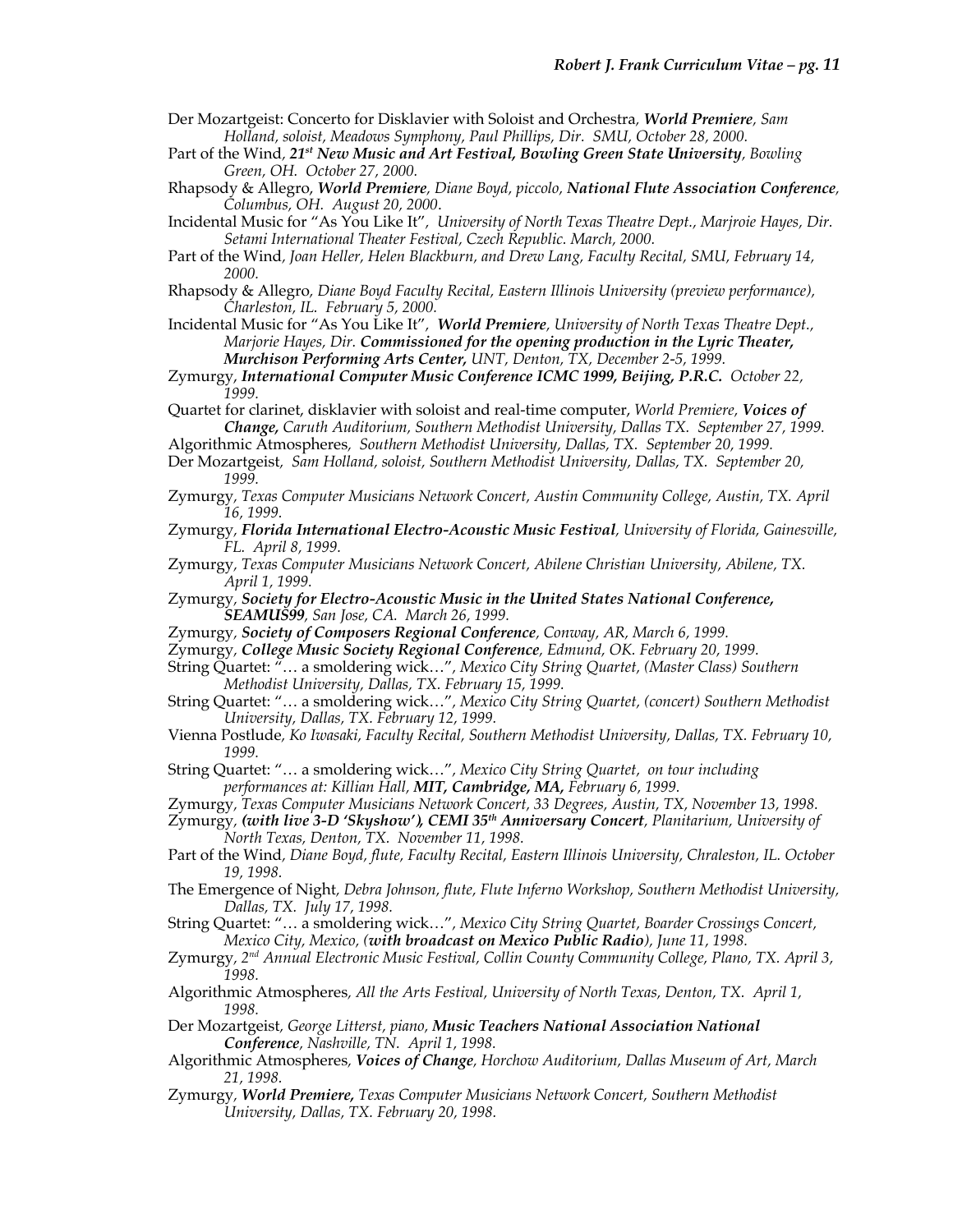Der Mozartgeist: Concerto for Disklavier with Soloist and Orchestra, ***World Premiere***, *Sam Holland, soloist, Meadows Symphony, Paul Phillips, Dir. SMU, October 28, 2000.*

Part of the Wind, ***21st New Music and Art Festival, Bowling Green State University***, *Bowling Green, OH. October 27, 2000.*

Rhapsody & Allegro, ***World Premiere***, *Diane Boyd, piccolo*, ***National Flute Association Conference***, *Columbus, OH. August 20, 2000.*

Incidental Music for "As You Like It", *University of North Texas Theatre Dept., Marjroie Hayes, Dir. Setami International Theater Festival, Czech Republic. March, 2000.*

Part of the Wind, *Joan Heller, Helen Blackburn, and Drew Lang, Faculty Recital, SMU, February 14, 2000.*

Rhapsody & Allegro, *Diane Boyd Faculty Recital, Eastern Illinois University (preview performance), Charleston, IL. February 5, 2000.*

Incidental Music for "As You Like It", ***World Premiere***, *University of North Texas Theatre Dept., Marjorie Hayes, Dir.* ***Commissioned for the opening production in the Lyric Theater, Murchison Performing Arts Center,*** *UNT, Denton, TX, December 2-5, 1999.*

Zymurgy, ***International Computer Music Conference ICMC 1999, Beijing, P.R.C.*** *October 22, 1999.*

Quartet for clarinet, disklavier with soloist and real-time computer, *World Premiere*, ***Voices of Change,*** *Caruth Auditorium, Southern Methodist University, Dallas TX. September 27, 1999.*

Algorithmic Atmospheres, *Southern Methodist University, Dallas, TX. September 20, 1999.*

Der Mozartgeist, *Sam Holland, soloist, Southern Methodist University, Dallas, TX. September 20, 1999.*

Zymurgy, *Texas Computer Musicians Network Concert, Austin Community College, Austin, TX. April 16, 1999.*

Zymurgy, ***Florida International Electro-Acoustic Music Festival***, *University of Florida, Gainesville, FL. April 8, 1999.*

Zymurgy, *Texas Computer Musicians Network Concert, Abilene Christian University, Abilene, TX. April 1, 1999.*

Zymurgy, ***Society for Electro-Acoustic Music in the United States National Conference, SEAMUS99***, *San Jose, CA. March 26, 1999.*

Zymurgy, ***Society of Composers Regional Conference***, *Conway, AR, March 6, 1999.*

Zymurgy, ***College Music Society Regional Conference***, *Edmund, OK. February 20, 1999.*

String Quartet: "… a smoldering wick…", *Mexico City String Quartet, (Master Class) Southern Methodist University, Dallas, TX. February 15, 1999.*

String Quartet: "… a smoldering wick…", *Mexico City String Quartet, (concert) Southern Methodist University, Dallas, TX. February 12, 1999.*

Vienna Postlude, *Ko Iwasaki, Faculty Recital, Southern Methodist University, Dallas, TX. February 10, 1999.*

String Quartet: "… a smoldering wick…", *Mexico City String Quartet, on tour including performances at: Killian Hall,* ***MIT, Cambridge, MA,*** *February 6, 1999.*

Zymurgy, *Texas Computer Musicians Network Concert, 33 Degrees, Austin, TX, November 13, 1998.*

Zymurgy, ***(with live 3-D 'Skyshow'), CEMI 35th Anniversary Concert***, *Planitarium, University of North Texas, Denton, TX. November 11, 1998.*

Part of the Wind, *Diane Boyd, flute, Faculty Recital, Eastern Illinois University, Chraleston, IL. October 19, 1998.*

The Emergence of Night, *Debra Johnson, flute, Flute Inferno Workshop, Southern Methodist University, Dallas, TX. July 17, 1998.*

String Quartet: "… a smoldering wick…", *Mexico City String Quartet, Boarder Crossings Concert, Mexico City, Mexico, (**with broadcast on Mexico Public Radio**), June 11, 1998.*

Zymurgy, *2nd Annual Electronic Music Festival, Collin County Community College, Plano, TX. April 3, 1998.*

Algorithmic Atmospheres, *All the Arts Festival, University of North Texas, Denton, TX. April 1, 1998.*

Der Mozartgeist, *George Litterst, piano,* ***Music Teachers National Association National Conference***, *Nashville, TN. April 1, 1998.*

Algorithmic Atmospheres, ***Voices of Change***, *Horchow Auditorium, Dallas Museum of Art, March 21, 1998.*

Zymurgy, ***World Premiere,*** *Texas Computer Musicians Network Concert, Southern Methodist University, Dallas, TX. February 20, 1998.*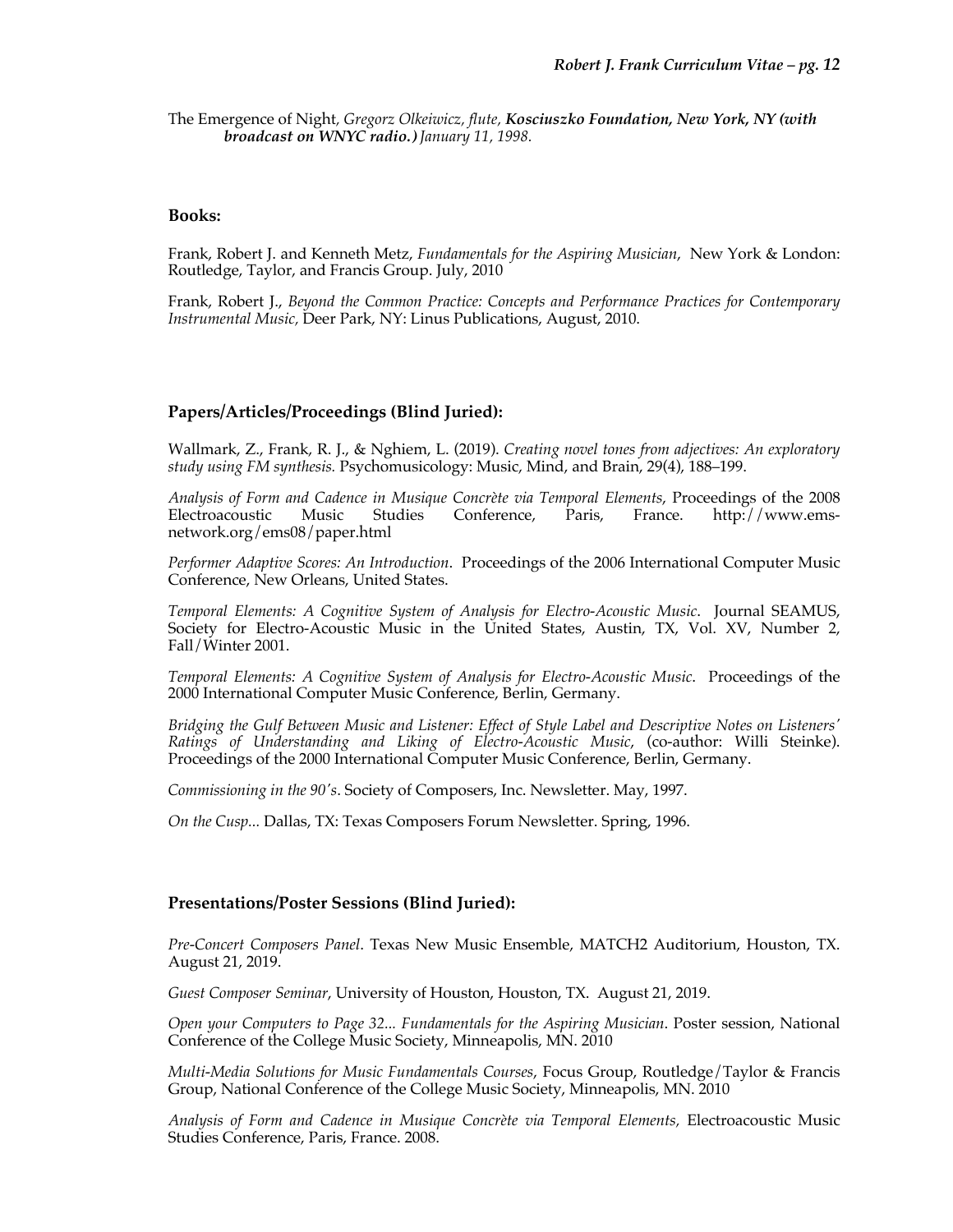The Emergence of Night, *Gregorz Olkeiwicz, flute,* ***Kosciuszko Foundation, New York, NY (with broadcast on WNYC radio.)*** *January 11, 1998.*

## Books:

Frank, Robert J. and Kenneth Metz, *Fundamentals for the Aspiring Musician*, New York & London: Routledge, Taylor, and Francis Group. July, 2010

Frank, Robert J., *Beyond the Common Practice: Concepts and Performance Practices for Contemporary Instrumental Music,* Deer Park, NY: Linus Publications, August, 2010.

## Papers/Articles/Proceedings (Blind Juried):

Wallmark, Z., Frank, R. J., & Nghiem, L. (2019). *Creating novel tones from adjectives: An exploratory study using FM synthesis.* Psychomusicology: Music, Mind, and Brain, 29(4), 188–199.

*Analysis of Form and Cadence in Musique Concrète via Temporal Elements*, Proceedings of the 2008 Electroacoustic Music Studies Conference, Paris, France. http://www.ems-network.org/ems08/paper.html

*Performer Adaptive Scores: An Introduction*. Proceedings of the 2006 International Computer Music Conference, New Orleans, United States.

*Temporal Elements: A Cognitive System of Analysis for Electro-Acoustic Music*. Journal SEAMUS, Society for Electro-Acoustic Music in the United States, Austin, TX, Vol. XV, Number 2, Fall/Winter 2001.

*Temporal Elements: A Cognitive System of Analysis for Electro-Acoustic Music*. Proceedings of the 2000 International Computer Music Conference, Berlin, Germany.

*Bridging the Gulf Between Music and Listener: Effect of Style Label and Descriptive Notes on Listeners' Ratings of Understanding and Liking of Electro-Acoustic Music*, (co-author: Willi Steinke). Proceedings of the 2000 International Computer Music Conference, Berlin, Germany.

*Commissioning in the 90's*. Society of Composers, Inc. Newsletter. May, 1997.

*On the Cusp...* Dallas, TX: Texas Composers Forum Newsletter. Spring, 1996.

## Presentations/Poster Sessions (Blind Juried):

*Pre-Concert Composers Panel*. Texas New Music Ensemble, MATCH2 Auditorium, Houston, TX. August 21, 2019.

*Guest Composer Seminar*, University of Houston, Houston, TX. August 21, 2019.

*Open your Computers to Page 32... Fundamentals for the Aspiring Musician*. Poster session, National Conference of the College Music Society, Minneapolis, MN. 2010

*Multi-Media Solutions for Music Fundamentals Courses*, Focus Group, Routledge/Taylor & Francis Group, National Conference of the College Music Society, Minneapolis, MN. 2010

*Analysis of Form and Cadence in Musique Concrète via Temporal Elements,* Electroacoustic Music Studies Conference, Paris, France. 2008.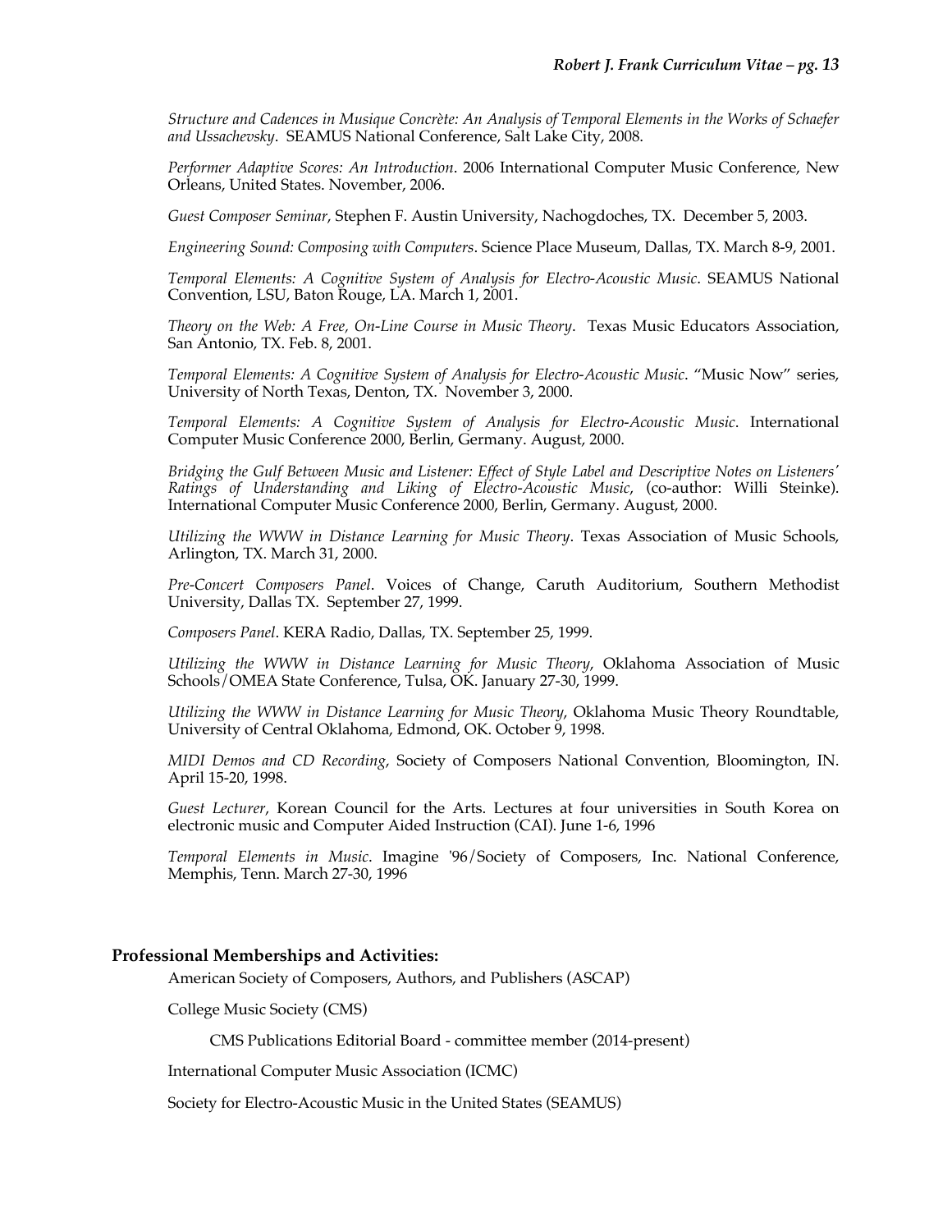*Structure and Cadences in Musique Concrète: An Analysis of Temporal Elements in the Works of Schaefer and Ussachevsky*. SEAMUS National Conference, Salt Lake City, 2008.

*Performer Adaptive Scores: An Introduction*. 2006 International Computer Music Conference, New Orleans, United States. November, 2006.

*Guest Composer Seminar*, Stephen F. Austin University, Nachogdoches, TX. December 5, 2003.

*Engineering Sound: Composing with Computers*. Science Place Museum, Dallas, TX. March 8-9, 2001.

*Temporal Elements: A Cognitive System of Analysis for Electro-Acoustic Music*. SEAMUS National Convention, LSU, Baton Rouge, LA. March 1, 2001.

*Theory on the Web: A Free, On-Line Course in Music Theory*. Texas Music Educators Association, San Antonio, TX. Feb. 8, 2001.

*Temporal Elements: A Cognitive System of Analysis for Electro-Acoustic Music*. "Music Now" series, University of North Texas, Denton, TX. November 3, 2000.

*Temporal Elements: A Cognitive System of Analysis for Electro-Acoustic Music*. International Computer Music Conference 2000, Berlin, Germany. August, 2000.

*Bridging the Gulf Between Music and Listener: Effect of Style Label and Descriptive Notes on Listeners' Ratings of Understanding and Liking of Electro-Acoustic Music*, (co-author: Willi Steinke). International Computer Music Conference 2000, Berlin, Germany. August, 2000.

*Utilizing the WWW in Distance Learning for Music Theory*. Texas Association of Music Schools, Arlington, TX. March 31, 2000.

*Pre-Concert Composers Panel*. Voices of Change, Caruth Auditorium, Southern Methodist University, Dallas TX. September 27, 1999.

*Composers Panel*. KERA Radio, Dallas, TX. September 25, 1999.

*Utilizing the WWW in Distance Learning for Music Theory*, Oklahoma Association of Music Schools/OMEA State Conference, Tulsa, OK. January 27-30, 1999.

*Utilizing the WWW in Distance Learning for Music Theory*, Oklahoma Music Theory Roundtable, University of Central Oklahoma, Edmond, OK. October 9, 1998.

*MIDI Demos and CD Recording*, Society of Composers National Convention, Bloomington, IN. April 15-20, 1998.

*Guest Lecturer*, Korean Council for the Arts. Lectures at four universities in South Korea on electronic music and Computer Aided Instruction (CAI). June 1-6, 1996

*Temporal Elements in Music*. Imagine '96/Society of Composers, Inc. National Conference, Memphis, Tenn. March 27-30, 1996

## Professional Memberships and Activities:

American Society of Composers, Authors, and Publishers (ASCAP)

College Music Society (CMS)

- CMS Publications Editorial Board - committee member (2014-present)

International Computer Music Association (ICMC)

Society for Electro-Acoustic Music in the United States (SEAMUS)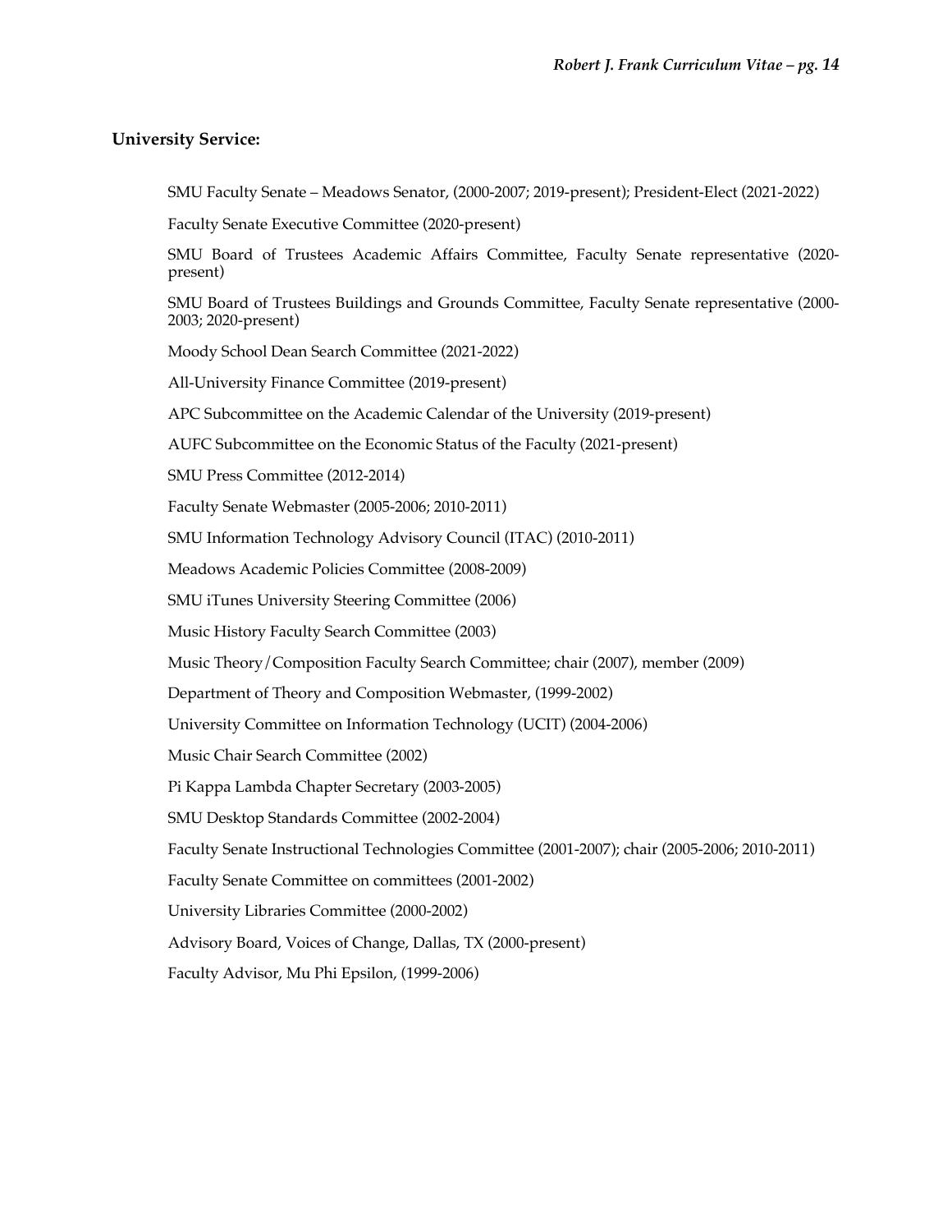### University Service:

SMU Faculty Senate – Meadows Senator, (2000-2007; 2019-present); President-Elect (2021-2022)

Faculty Senate Executive Committee (2020-present)

SMU Board of Trustees Academic Affairs Committee, Faculty Senate representative (2020-present)

SMU Board of Trustees Buildings and Grounds Committee, Faculty Senate representative (2000-2003; 2020-present)

Moody School Dean Search Committee (2021-2022)

All-University Finance Committee (2019-present)

APC Subcommittee on the Academic Calendar of the University (2019-present)

AUFC Subcommittee on the Economic Status of the Faculty (2021-present)

SMU Press Committee (2012-2014)

Faculty Senate Webmaster (2005-2006; 2010-2011)

SMU Information Technology Advisory Council (ITAC) (2010-2011)

Meadows Academic Policies Committee (2008-2009)

SMU iTunes University Steering Committee (2006)

Music History Faculty Search Committee (2003)

Music Theory/Composition Faculty Search Committee; chair (2007), member (2009)

Department of Theory and Composition Webmaster, (1999-2002)

University Committee on Information Technology (UCIT) (2004-2006)

Music Chair Search Committee (2002)

Pi Kappa Lambda Chapter Secretary (2003-2005)

SMU Desktop Standards Committee (2002-2004)

Faculty Senate Instructional Technologies Committee (2001-2007); chair (2005-2006; 2010-2011)

Faculty Senate Committee on committees (2001-2002)

University Libraries Committee (2000-2002)

Advisory Board, Voices of Change, Dallas, TX (2000-present)

Faculty Advisor, Mu Phi Epsilon, (1999-2006)